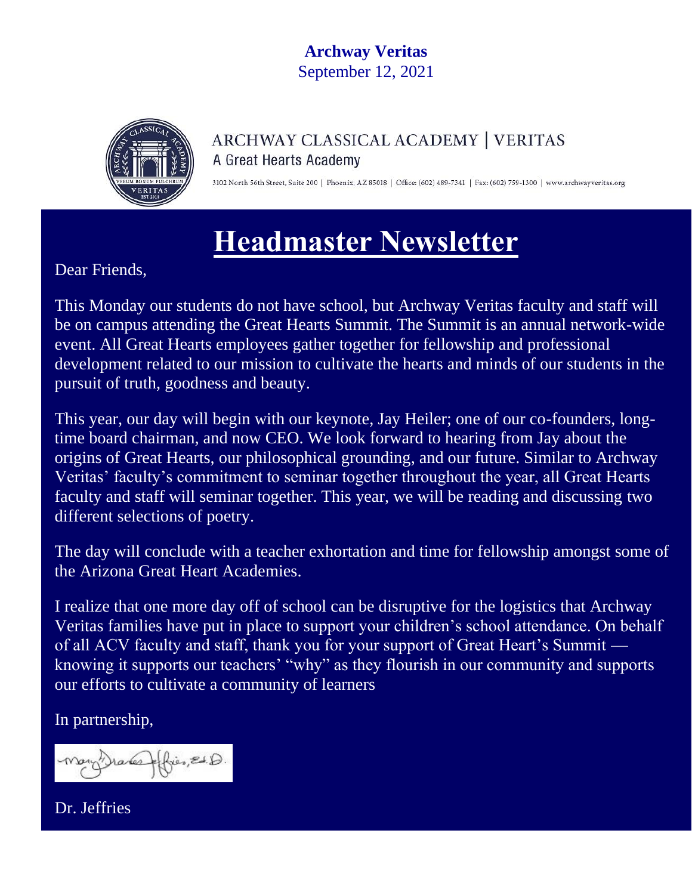**Archway Veritas**
September 12, 2021

ARCHWAY CLASSICAL ACADEMY | VERITAS
A Great Hearts Academy

3102 North 56th Street, Suite 200 | Phoenix, AZ 85018 | Office: (602) 489-7341 | Fax: (602) 759-1300 | www.archwayveritas.org

# Headmaster Newsletter

Dear Friends,

This Monday our students do not have school, but Archway Veritas faculty and staff will be on campus attending the Great Hearts Summit. The Summit is an annual network-wide event. All Great Hearts employees gather together for fellowship and professional development related to our mission to cultivate the hearts and minds of our students in the pursuit of truth, goodness and beauty.

This year, our day will begin with our keynote, Jay Heiler; one of our co-founders, long-time board chairman, and now CEO. We look forward to hearing from Jay about the origins of Great Hearts, our philosophical grounding, and our future. Similar to Archway Veritas' faculty's commitment to seminar together throughout the year, all Great Hearts faculty and staff will seminar together. This year, we will be reading and discussing two different selections of poetry.

The day will conclude with a teacher exhortation and time for fellowship amongst some of the Arizona Great Heart Academies.

I realize that one more day off of school can be disruptive for the logistics that Archway Veritas families have put in place to support your children's school attendance. On behalf of all ACV faculty and staff, thank you for your support of Great Heart's Summit — knowing it supports our teachers' "why" as they flourish in our community and supports our efforts to cultivate a community of learners

In partnership,

Dr. Jeffries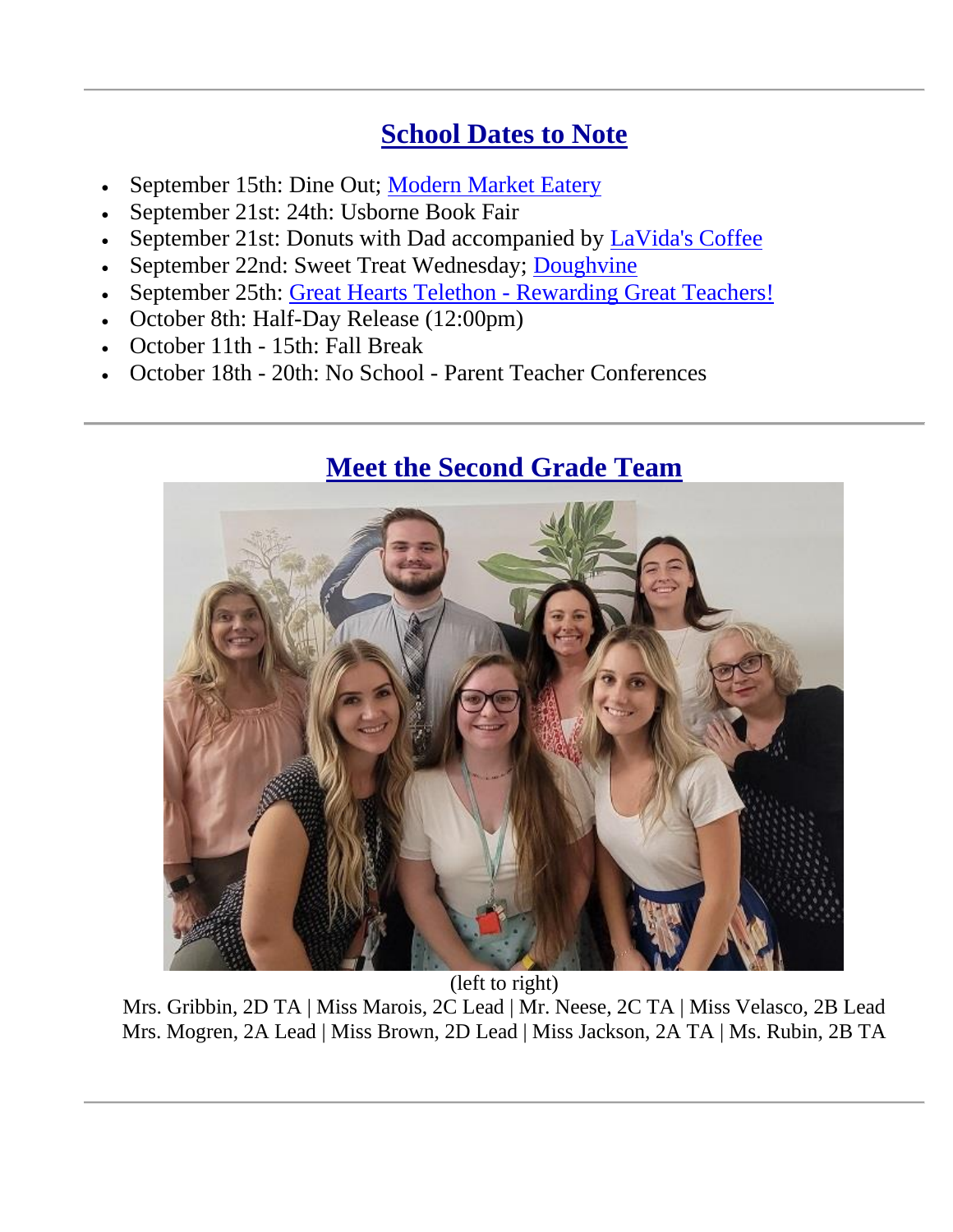## School Dates to Note

- September 15th: Dine Out; Modern Market Eatery
- September 21st: 24th: Usborne Book Fair
- September 21st: Donuts with Dad accompanied by LaVida's Coffee
- September 22nd: Sweet Treat Wednesday; Doughvine
- September 25th: Great Hearts Telethon - Rewarding Great Teachers!
- October 8th: Half-Day Release (12:00pm)
- October 11th - 15th: Fall Break
- October 18th - 20th: No School - Parent Teacher Conferences

---

## Meet the Second Grade Team

(left to right)
Mrs. Gribbin, 2D TA | Miss Marois, 2C Lead | Mr. Neese, 2C TA | Miss Velasco, 2B Lead
Mrs. Mogren, 2A Lead | Miss Brown, 2D Lead | Miss Jackson, 2A TA | Ms. Rubin, 2B TA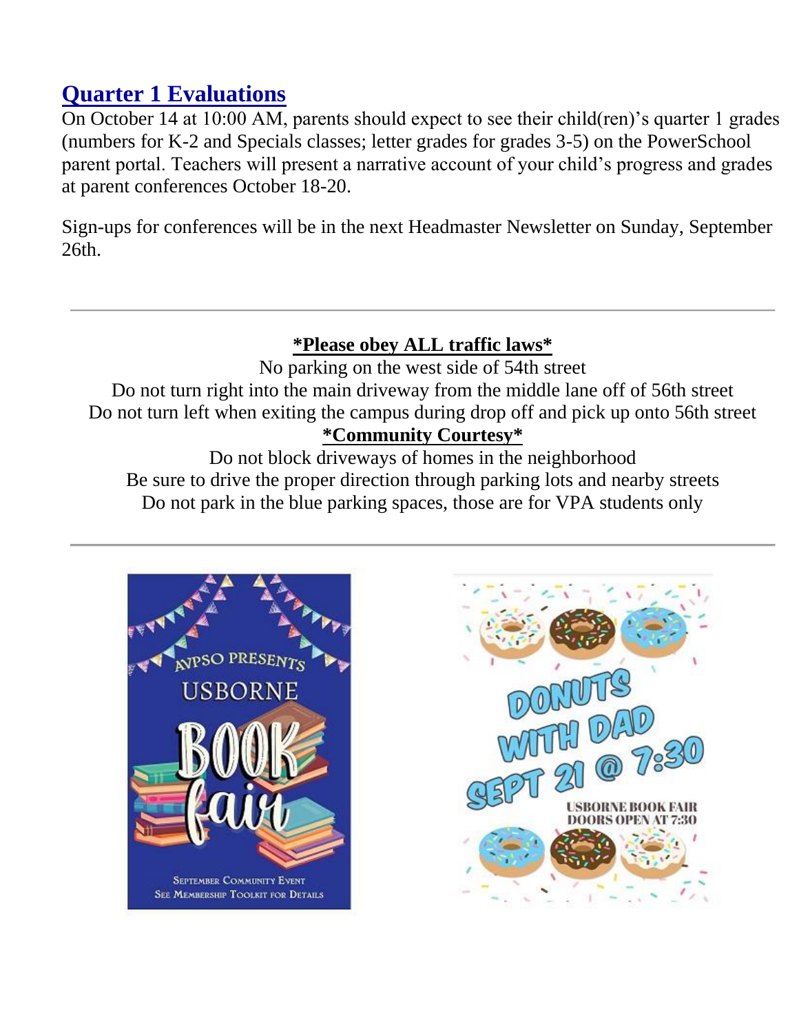## Quarter 1 Evaluations

On October 14 at 10:00 AM, parents should expect to see their child(ren)'s quarter 1 grades (numbers for K-2 and Specials classes; letter grades for grades 3-5) on the PowerSchool parent portal. Teachers will present a narrative account of your child's progress and grades at parent conferences October 18-20.

Sign-ups for conferences will be in the next Headmaster Newsletter on Sunday, September 26th.

---

**\*Please obey ALL traffic laws\***

No parking on the west side of 54th street

Do not turn right into the main driveway from the middle lane off of 56th street

Do not turn left when exiting the campus during drop off and pick up onto 56th street

**\*Community Courtesy\***

Do not block driveways of homes in the neighborhood

Be sure to drive the proper direction through parking lots and nearby streets

Do not park in the blue parking spaces, those are for VPA students only

---

AVPSO PRESENTS USBORNE BOOK fair

SEPTEMBER COMMUNITY EVENT
SEE MEMBERSHIP TOOLKIT FOR DETAILS

DONUTS WITH DAD SEPT 21 @ 7:30

USBORNE BOOK FAIR DOORS OPEN AT 7:30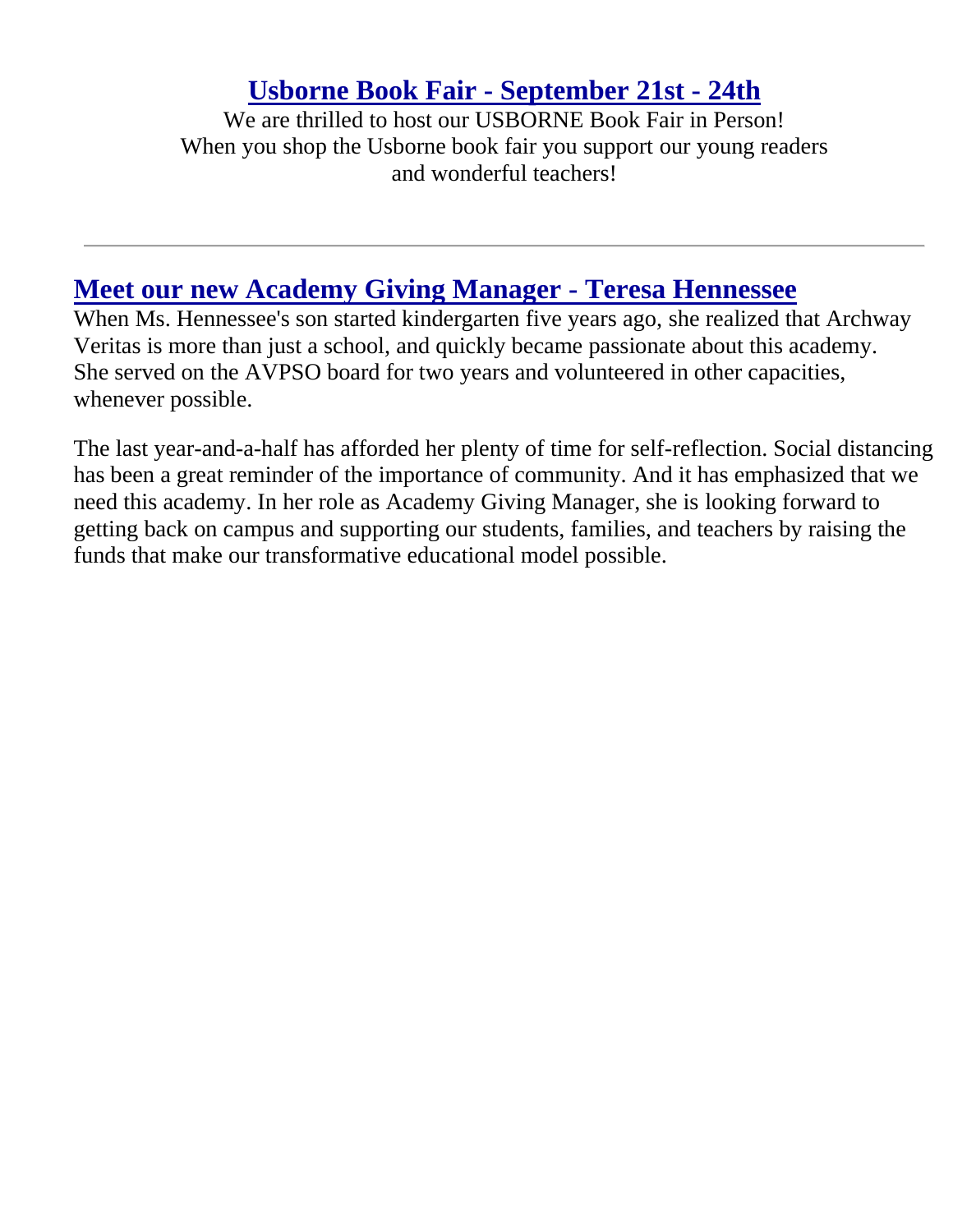## Usborne Book Fair - September 21st - 24th

We are thrilled to host our USBORNE Book Fair in Person!
When you shop the Usborne book fair you support our young readers and wonderful teachers!

---

## Meet our new Academy Giving Manager - Teresa Hennessee

When Ms. Hennessee's son started kindergarten five years ago, she realized that Archway Veritas is more than just a school, and quickly became passionate about this academy. She served on the AVPSO board for two years and volunteered in other capacities, whenever possible.

The last year-and-a-half has afforded her plenty of time for self-reflection. Social distancing has been a great reminder of the importance of community. And it has emphasized that we need this academy. In her role as Academy Giving Manager, she is looking forward to getting back on campus and supporting our students, families, and teachers by raising the funds that make our transformative educational model possible.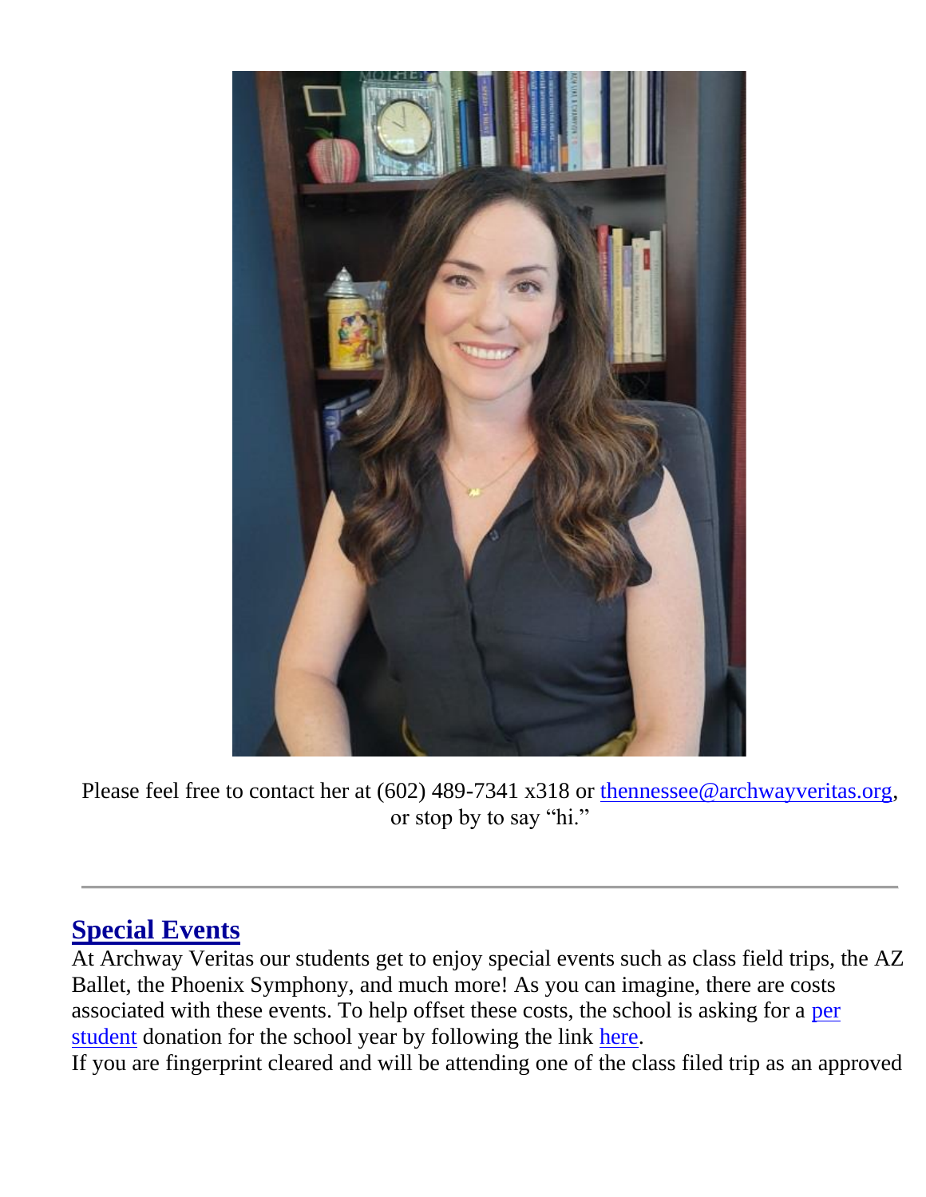Please feel free to contact her at (602) 489-7341 x318 or thennessee@archwayveritas.org, or stop by to say "hi."

---

## Special Events

At Archway Veritas our students get to enjoy special events such as class field trips, the AZ Ballet, the Phoenix Symphony, and much more! As you can imagine, there are costs associated with these events. To help offset these costs, the school is asking for a per student donation for the school year by following the link here.

If you are fingerprint cleared and will be attending one of the class filed trip as an approved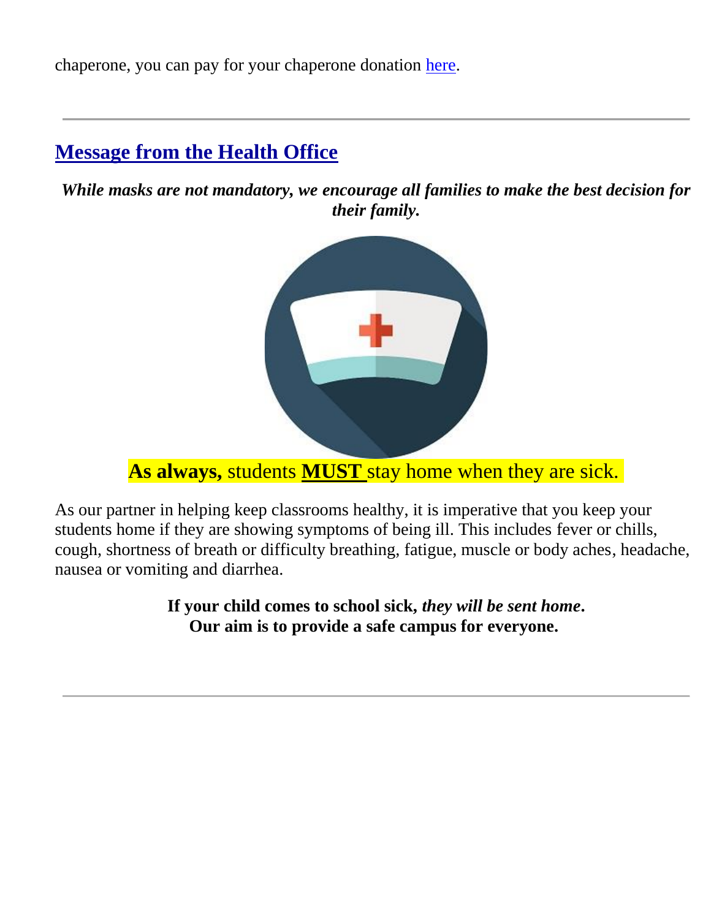chaperone, you can pay for your chaperone donation here.

---

## Message from the Health Office

***While masks are not mandatory, we encourage all families to make the best decision for their family.***

**As always,** students **MUST** stay home when they are sick.

As our partner in helping keep classrooms healthy, it is imperative that you keep your students home if they are showing symptoms of being ill. This includes fever or chills, cough, shortness of breath or difficulty breathing, fatigue, muscle or body aches, headache, nausea or vomiting and diarrhea.

**If your child comes to school sick, *they will be sent home*.**
**Our aim is to provide a safe campus for everyone.**

---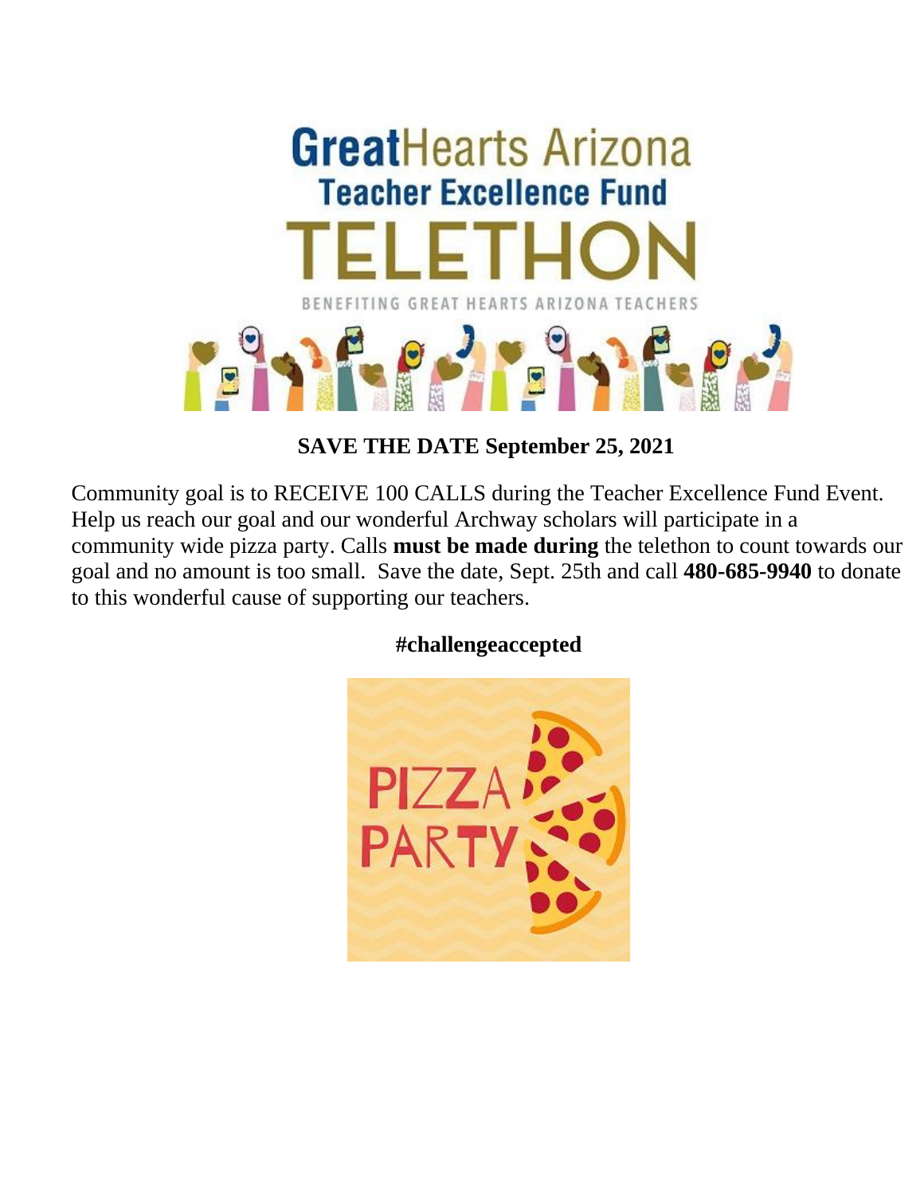# GreatHearts Arizona

## Teacher Excellence Fund

# TELETHON

BENEFITING GREAT HEARTS ARIZONA TEACHERS

**SAVE THE DATE September 25, 2021**

Community goal is to RECEIVE 100 CALLS during the Teacher Excellence Fund Event. Help us reach our goal and our wonderful Archway scholars will participate in a community wide pizza party. Calls **must be made during** the telethon to count towards our goal and no amount is too small. Save the date, Sept. 25th and call **480-685-9940** to donate to this wonderful cause of supporting our teachers.

**#challengeaccepted**

PIZZA PARTY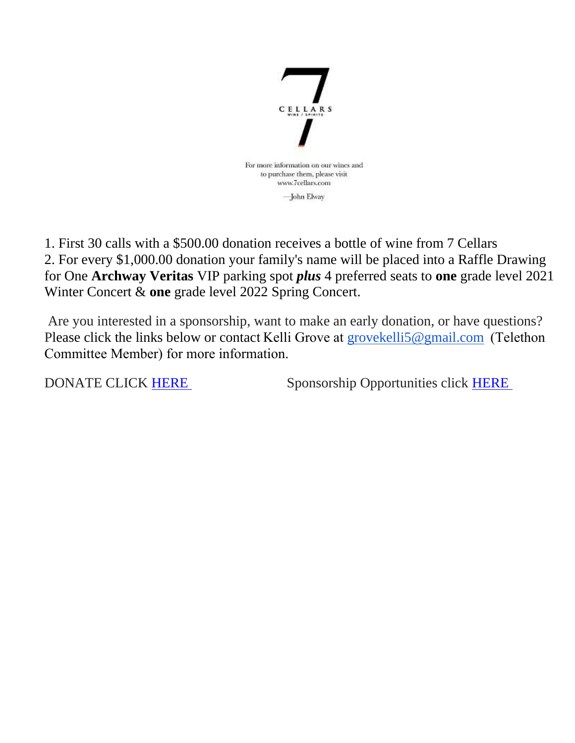7 CELLARS
WINE / SPIRITS

For more information on our wines and to purchase them, please visit www.7cellars.com

—John Elway

1. First 30 calls with a $500.00 donation receives a bottle of wine from 7 Cellars
2. For every $1,000.00 donation your family's name will be placed into a Raffle Drawing for One **Archway Veritas** VIP parking spot ***plus*** 4 preferred seats to **one** grade level 2021 Winter Concert & **one** grade level 2022 Spring Concert.

Are you interested in a sponsorship, want to make an early donation, or have questions? Please click the links below or contact Kelli Grove at grovekelli5@gmail.com (Telethon Committee Member) for more information.

DONATE CLICK HERE

Sponsorship Opportunities click HERE